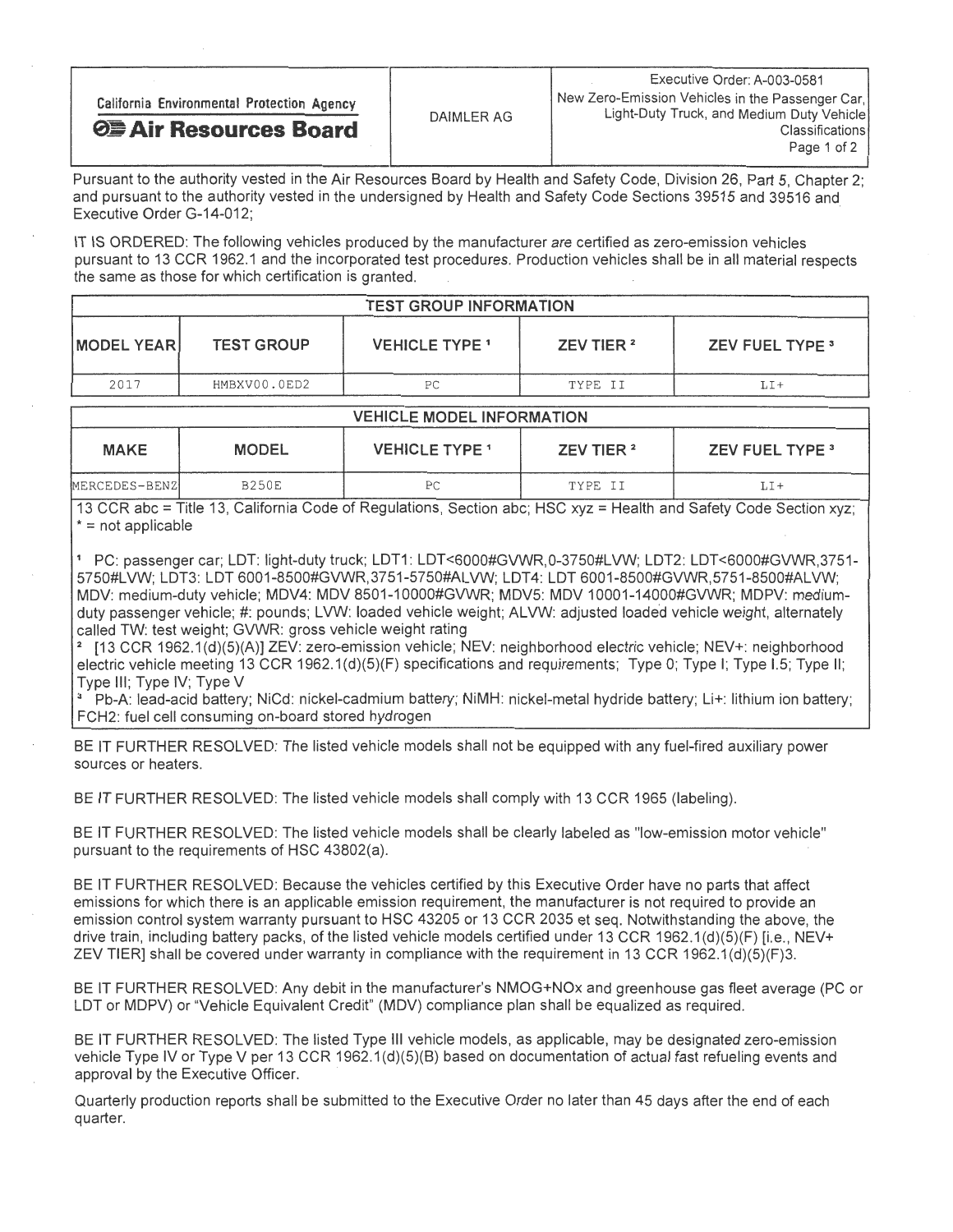| California Environmental Protection Agency **Air Resources Board** | DAIMLER AG | Executive Order: A-003-0581 New Zero-Emission Vehicles in the Passenger Car, Light-Duty Truck, and Medium Duty Vehicle Classifications |
|---|---|---|

Pursuant to the authority vested in the Air Resources Board by Health and Safety Code, Division 26, Part 5, Chapter 2; and pursuant to the authority vested in the undersigned by Health and Safety Code Sections 39515 and 39516 and Executive Order G-14-012;

IT IS ORDERED: The following vehicles produced by the manufacturer are certified as zero-emission vehicles pursuant to 13 CCR 1962.1 and the incorporated test procedures. Production vehicles shall be in all material respects the same as those for which certification is granted.

| TEST GROUP INFORMATION | | | | |
|---|---|---|---|---|
| MODEL YEAR | TEST GROUP | VEHICLE TYPE [1] | ZEV TIER [2] | ZEV FUEL TYPE [3] |
| 2017 | HMBXV00.0ED2 | PC | TYPE II | LI+ |

| VEHICLE MODEL INFORMATION | | | | |
|---|---|---|---|---|
| MAKE | MODEL | VEHICLE TYPE [1] | ZEV TIER [2] | ZEV FUEL TYPE [3] |
| MERCEDES-BENZ | B250E | PC | TYPE II | LI+ |

13 CCR abc = Title 13, California Code of Regulations, Section abc; HSC xyz = Health and Safety Code Section xyz; * = not applicable

[1] PC: passenger car; LDT: light-duty truck; LDT1: LDT<6000#GVWR,0-3750#LVW; LDT2: LDT<6000#GVWR,3751-5750#LVW; LDT3: LDT 6001-8500#GVWR,3751-5750#ALVW; LDT4: LDT 6001-8500#GVWR,5751-8500#ALVW; MDV: medium-duty vehicle; MDV4: MDV 8501-10000#GVWR; MDV5: MDV 10001-14000#GVWR; MDPV: medium-duty passenger vehicle; #: pounds; LVW: loaded vehicle weight; ALVW: adjusted loaded vehicle weight, alternately called TW: test weight; GVWR: gross vehicle weight rating

[2] [13 CCR 1962.1(d)(5)(A)] ZEV: zero-emission vehicle; NEV: neighborhood electric vehicle; NEV+: neighborhood electric vehicle meeting 13 CCR 1962.1(d)(5)(F) specifications and requirements; Type 0; Type I; Type I.5; Type II; Type III; Type IV; Type V

[3] Pb-A: lead-acid battery; NiCd: nickel-cadmium battery; NiMH: nickel-metal hydride battery; Li+: lithium ion battery; FCH2: fuel cell consuming on-board stored hydrogen

BE IT FURTHER RESOLVED: The listed vehicle models shall not be equipped with any fuel-fired auxiliary power sources or heaters.

BE IT FURTHER RESOLVED: The listed vehicle models shall comply with 13 CCR 1965 (labeling).

BE IT FURTHER RESOLVED: The listed vehicle models shall be clearly labeled as "low-emission motor vehicle" pursuant to the requirements of HSC 43802(a).

BE IT FURTHER RESOLVED: Because the vehicles certified by this Executive Order have no parts that affect emissions for which there is an applicable emission requirement, the manufacturer is not required to provide an emission control system warranty pursuant to HSC 43205 or 13 CCR 2035 et seq. Notwithstanding the above, the drive train, including battery packs, of the listed vehicle models certified under 13 CCR 1962.1(d)(5)(F) [i.e., NEV+ ZEV TIER] shall be covered under warranty in compliance with the requirement in 13 CCR 1962.1(d)(5)(F)3.

BE IT FURTHER RESOLVED: Any debit in the manufacturer's NMOG+NOx and greenhouse gas fleet average (PC or LDT or MDPV) or "Vehicle Equivalent Credit" (MDV) compliance plan shall be equalized as required.

BE IT FURTHER RESOLVED: The listed Type III vehicle models, as applicable, may be designated zero-emission vehicle Type IV or Type V per 13 CCR 1962.1(d)(5)(B) based on documentation of actual fast refueling events and approval by the Executive Officer.

Quarterly production reports shall be submitted to the Executive Order no later than 45 days after the end of each quarter.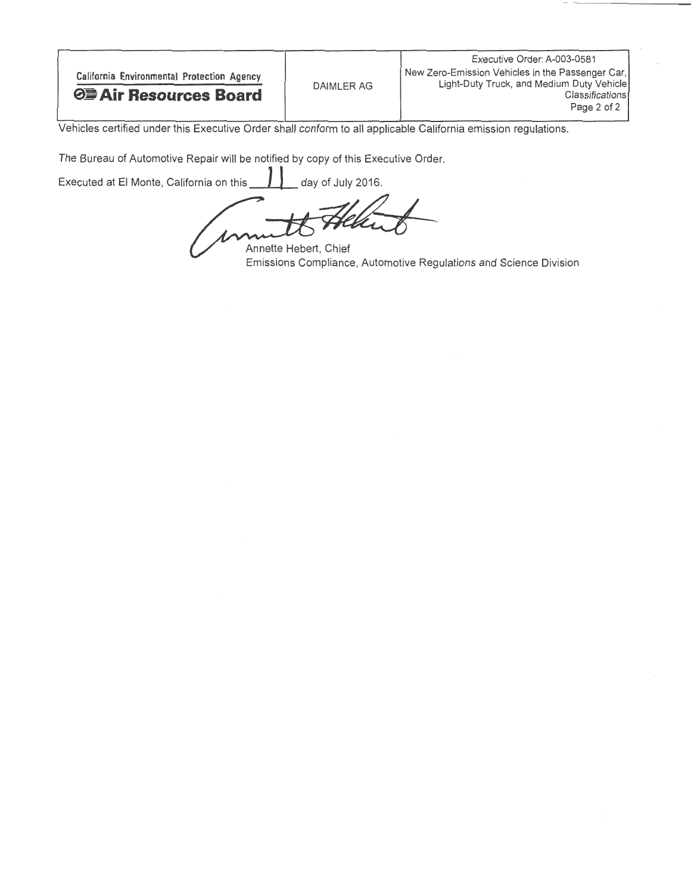Vehicles certified under this Executive Order shall conform to all applicable California emission regulations.

The Bureau of Automotive Repair will be notified by copy of this Executive Order.

Executed at El Monte, California on this 11 day of July 2016.

Annette Hebert, Chief
Emissions Compliance, Automotive Regulations and Science Division